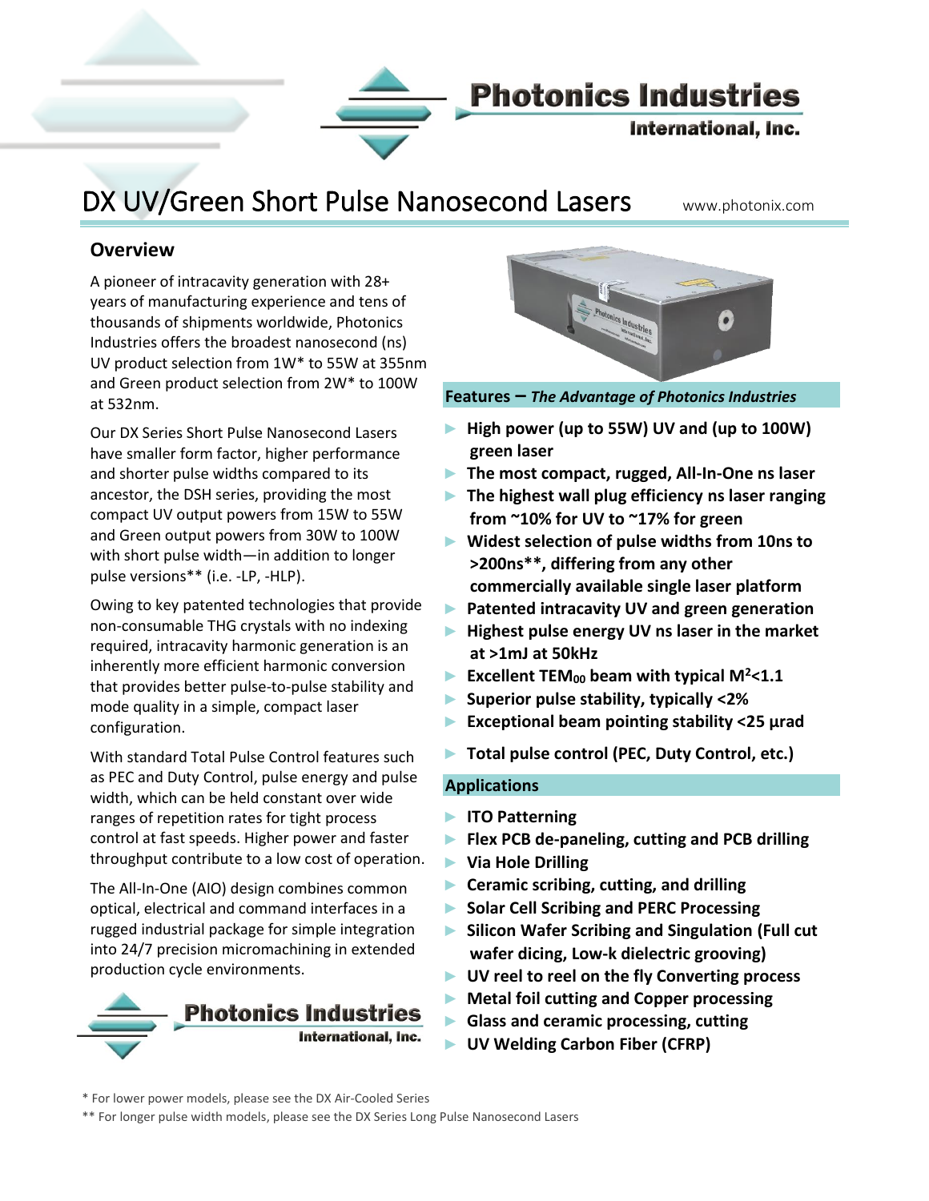# DX UV/Green Short Pulse Nanosecond Lasers

www.photonix.com

## Overview

A pioneer of intracavity generation with 28+ years of manufacturing experience and tens of thousands of shipments worldwide, Photonics Industries offers the broadest nanosecond (ns) UV product selection from 1W* to 55W at 355nm and Green product selection from 2W* to 100W at 532nm.

Our DX Series Short Pulse Nanosecond Lasers have smaller form factor, higher performance and shorter pulse widths compared to its ancestor, the DSH series, providing the most compact UV output powers from 15W to 55W and Green output powers from 30W to 100W with short pulse width—in addition to longer pulse versions** (i.e. -LP, -HLP).

Owing to key patented technologies that provide non-consumable THG crystals with no indexing required, intracavity harmonic generation is an inherently more efficient harmonic conversion that provides better pulse-to-pulse stability and mode quality in a simple, compact laser configuration.

With standard Total Pulse Control features such as PEC and Duty Control, pulse energy and pulse width, which can be held constant over wide ranges of repetition rates for tight process control at fast speeds. Higher power and faster throughput contribute to a low cost of operation.

The All-In-One (AIO) design combines common optical, electrical and command interfaces in a rugged industrial package for simple integration into 24/7 precision micromachining in extended production cycle environments.

## Features – *The Advantage of Photonics Industries*

- **High power (up to 55W) UV and (up to 100W) green laser**
- **The most compact, rugged, All-In-One ns laser**
- **The highest wall plug efficiency ns laser ranging from ~10% for UV to ~17% for green**
- **Widest selection of pulse widths from 10ns to >200ns**, differing from any other commercially available single laser platform**
- **Patented intracavity UV and green generation**
- **Highest pulse energy UV ns laser in the market at >1mJ at 50kHz**
- **Excellent $TEM_{00}$ beam with typical $M^2$<1.1**
- **Superior pulse stability, typically <2%**
- **Exceptional beam pointing stability <25 µrad**
- **Total pulse control (PEC, Duty Control, etc.)**

## Applications

- **ITO Patterning**
- **Flex PCB de-paneling, cutting and PCB drilling**
- **Via Hole Drilling**
- **Ceramic scribing, cutting, and drilling**
- **Solar Cell Scribing and PERC Processing**
- **Silicon Wafer Scribing and Singulation (Full cut wafer dicing, Low-k dielectric grooving)**
- **UV reel to reel on the fly Converting process**
- **Metal foil cutting and Copper processing**
- **Glass and ceramic processing, cutting**
- **UV Welding Carbon Fiber (CFRP)**

\* For lower power models, please see the DX Air-Cooled Series

\*\* For longer pulse width models, please see the DX Series Long Pulse Nanosecond Lasers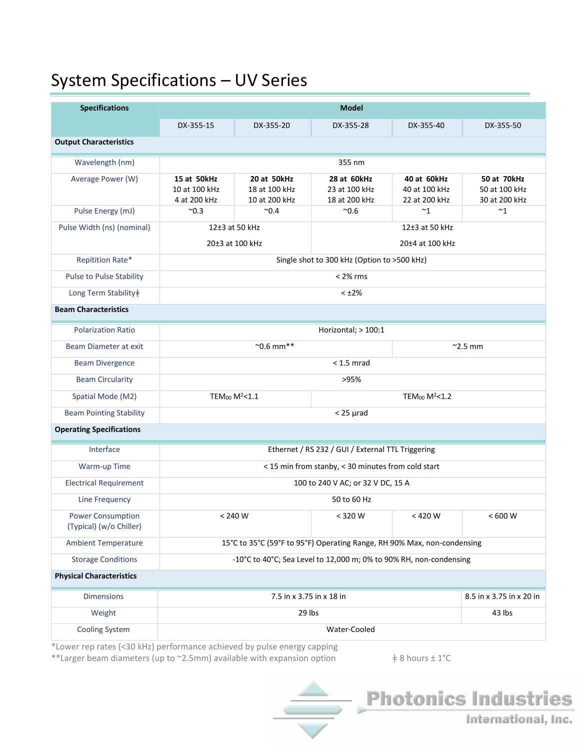# System Specifications – UV Series

| Specifications | Model | | | | |
|---|---|---|---|---|---|
| | DX-355-15 | DX-355-20 | DX-355-28 | DX-355-40 | DX-355-50 |
| **Output Characteristics** | | | | | |
| Wavelength (nm) | 355 nm | | | | |
| Average Power (W) | **15 at 50kHz** 10 at 100 kHz 4 at 200 kHz | **20 at 50kHz** 18 at 100 kHz 10 at 200 kHz | **28 at 60kHz** 23 at 100 kHz 18 at 200 kHz | **40 at 60kHz** 40 at 100 kHz 22 at 200 kHz | **50 at 70kHz** 50 at 100 kHz 30 at 200 kHz |
| Pulse Energy (mJ) | ~0.3 | ~0.4 | ~0.6 | ~1 | ~1 |
| Pulse Width (ns) (nominal) | 12±3 at 50 kHz 20±3 at 100 kHz | | 12±3 at 50 kHz 20±4 at 100 kHz | | |
| Repitition Rate* | Single shot to 300 kHz (Option to >500 kHz) | | | | |
| Pulse to Pulse Stability | < 2% rms | | | | |
| Long Term Stability‡ | < ±2% | | | | |
| **Beam Characteristics** | | | | | |
| Polarization Ratio | Horizontal; > 100:1 | | | | |
| Beam Diameter at exit | ~0.6 mm** | | | ~2.5 mm | |
| Beam Divergence | < 1.5 mrad | | | | |
| Beam Circularity | >95% | | | | |
| Spatial Mode (M2) | $TEM_{00}$ $M^2$<1.1 | | $TEM_{00}$ $M^2$<1.2 | | |
| Beam Pointing Stability | < 25 µrad | | | | |
| **Operating Specifications** | | | | | |
| Interface | Ethernet / RS 232 / GUI / External TTL Triggering | | | | |
| Warm-up Time | < 15 min from stanby, < 30 minutes from cold start | | | | |
| Electrical Requirement | 100 to 240 V AC; or 32 V DC, 15 A | | | | |
| Line Frequency | 50 to 60 Hz | | | | |
| Power Consumption (Typical) (w/o Chiller) | < 240 W | | < 320 W | < 420 W | < 600 W |
| Ambient Temperature | 15°C to 35°C (59°F to 95°F) Operating Range, RH 90% Max, non-condensing | | | | |
| Storage Conditions | -10°C to 40°C; Sea Level to 12,000 m; 0% to 90% RH, non-condensing | | | | |
| **Physical Characteristics** | | | | | |
| Dimensions | 7.5 in x 3.75 in x 18 in | | | | 8.5 in x 3.75 in x 20 in |
| Weight | 29 lbs | | | | 43 lbs |
| Cooling System | Water-Cooled | | | | |

*Lower rep rates (<30 kHz) performance achieved by pulse energy capping

**Larger beam diameters (up to ~2.5mm) available with expansion option

‡ 8 hours ± 1°C

Photonics Industries International, Inc.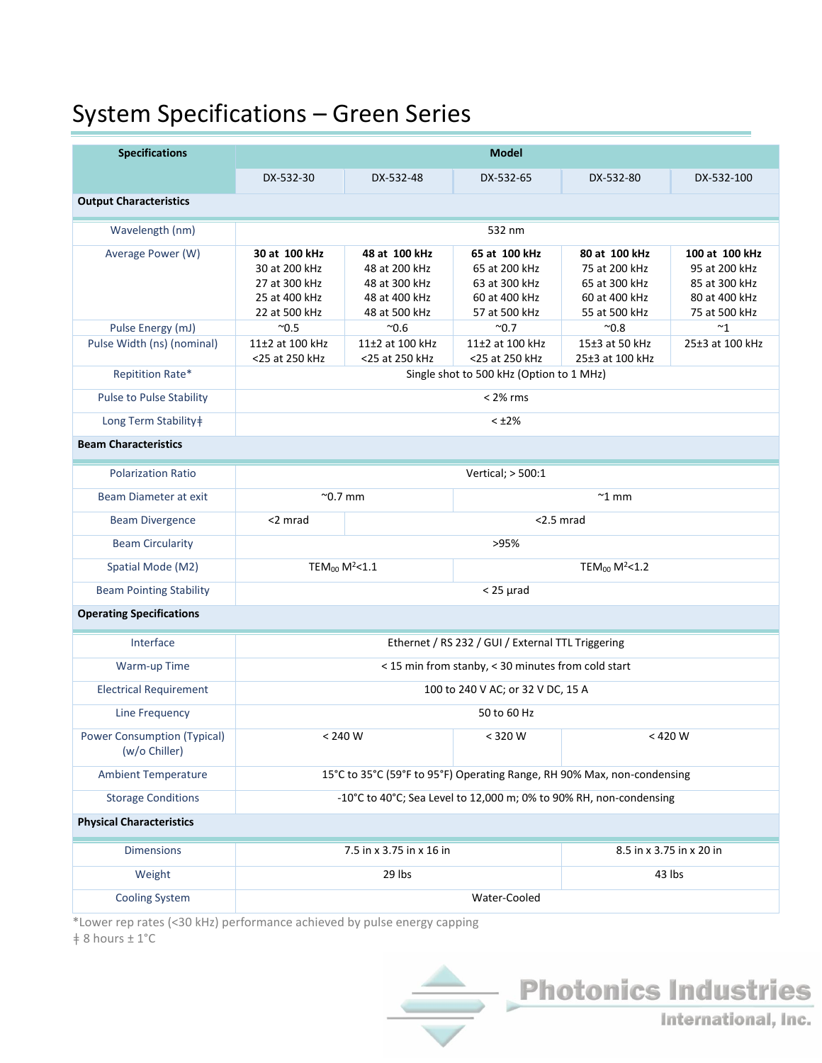# System Specifications – Green Series

| Specifications | Model | | | | |
|---|---|---|---|---|---|
| | DX-532-30 | DX-532-48 | DX-532-65 | DX-532-80 | DX-532-100 |
| **Output Characteristics** | | | | | |
| Wavelength (nm) | 532 nm | | | | |
| Average Power (W) | **30 at 100 kHz**<br>30 at 200 kHz<br>27 at 300 kHz<br>25 at 400 kHz<br>22 at 500 kHz | **48 at 100 kHz**<br>48 at 200 kHz<br>48 at 300 kHz<br>48 at 400 kHz<br>48 at 500 kHz | **65 at 100 kHz**<br>65 at 200 kHz<br>63 at 300 kHz<br>60 at 400 kHz<br>57 at 500 kHz | **80 at 100 kHz**<br>75 at 200 kHz<br>65 at 300 kHz<br>60 at 400 kHz<br>55 at 500 kHz | **100 at 100 kHz**<br>95 at 200 kHz<br>85 at 300 kHz<br>80 at 400 kHz<br>75 at 500 kHz |
| Pulse Energy (mJ) | ~0.5 | ~0.6 | ~0.7 | ~0.8 | ~1 |
| Pulse Width (ns) (nominal) | 11±2 at 100 kHz<br><25 at 250 kHz | 11±2 at 100 kHz<br><25 at 250 kHz | 11±2 at 100 kHz<br><25 at 250 kHz | 15±3 at 50 kHz<br>25±3 at 100 kHz | 25±3 at 100 kHz |
| Repitition Rate* | Single shot to 500 kHz (Option to 1 MHz) | | | | |
| Pulse to Pulse Stability | < 2% rms | | | | |
| Long Term Stability‡ | < ±2% | | | | |
| **Beam Characteristics** | | | | | |
| Polarization Ratio | Vertical; > 500:1 | | | | |
| Beam Diameter at exit | ~0.7 mm | | ~1 mm | | |
| Beam Divergence | <2 mrad | <2.5 mrad | | | |
| Beam Circularity | >95% | | | | |
| Spatial Mode (M2) | $TEM_{00}$ $M^2$<1.1 | | $TEM_{00}$ $M^2$<1.2 | | |
| Beam Pointing Stability | < 25 µrad | | | | |
| **Operating Specifications** | | | | | |
| Interface | Ethernet / RS 232 / GUI / External TTL Triggering | | | | |
| Warm-up Time | < 15 min from stanby, < 30 minutes from cold start | | | | |
| Electrical Requirement | 100 to 240 V AC; or 32 V DC, 15 A | | | | |
| Line Frequency | 50 to 60 Hz | | | | |
| Power Consumption (Typical) (w/o Chiller) | < 240 W | | < 320 W | < 420 W | |
| Ambient Temperature | 15°C to 35°C (59°F to 95°F) Operating Range, RH 90% Max, non-condensing | | | | |
| Storage Conditions | -10°C to 40°C; Sea Level to 12,000 m; 0% to 90% RH, non-condensing | | | | |
| **Physical Characteristics** | | | | | |
| Dimensions | 7.5 in x 3.75 in x 16 in | | | 8.5 in x 3.75 in x 20 in | |
| Weight | 29 lbs | | | 43 lbs | |
| Cooling System | Water-Cooled | | | | |

*Lower rep rates (<30 kHz) performance achieved by pulse energy capping

‡ 8 hours ± 1°C

Photonics Industries International, Inc.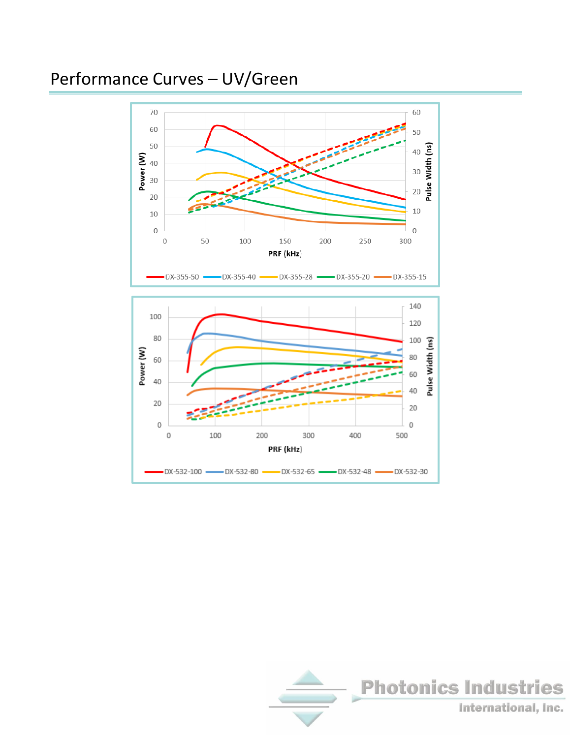# Performance Curves – UV/Green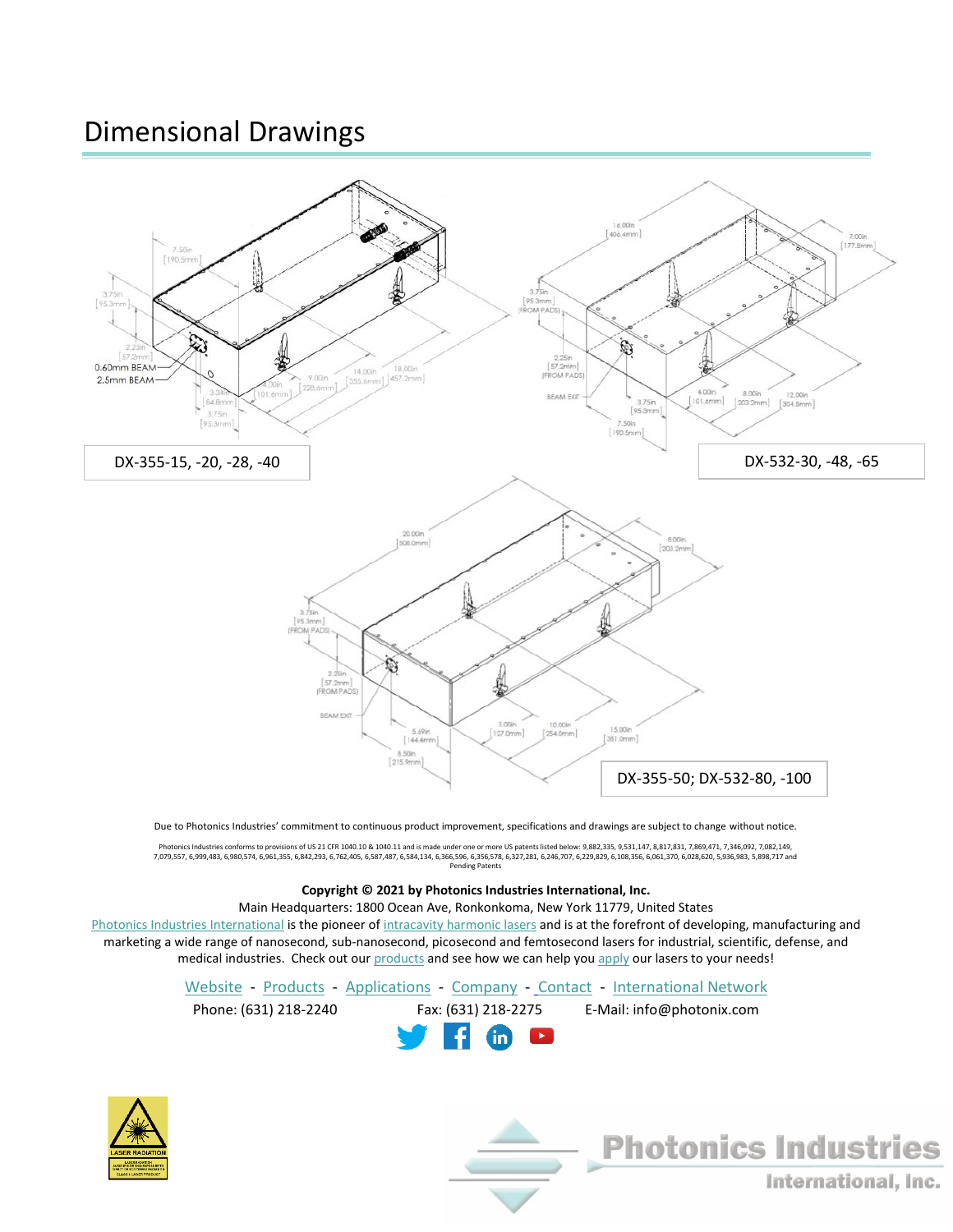## Dimensional Drawings

7.50in [190.5mm]
3.75in [95.3mm]
2.25in [57.2mm]
0.60mm BEAM
2.5mm BEAM
3.34in [84.8mm]
3.75in [95.3mm]
4.00in [101.6mm]
9.00in [228.6mm]
14.00in [355.6mm]
18.00in [457.2mm]

DX-355-15, -20, -28, -40

16.00in [406.4mm]
7.00in [177.8mm]
3.75in [95.3mm] (FROM PADS)
2.25in [57.2mm] (FROM PADS)
BEAM EXIT
3.75in [95.3mm]
7.50in [190.5mm]
4.00in [101.6mm]
8.00in [203.2mm]
12.00in [304.8mm]

DX-532-30, -48, -65

20.00in [508.0mm]
8.00in [203.2mm]
3.75in [95.3mm] (FROM PADS)
2.25in [57.2mm] (FROM PADS)
BEAM EXIT
5.69in [144.4mm]
8.50in [215.9mm]
5.00in [127.0mm]
10.00in [254.0mm]
15.00in [381.0mm]

DX-355-50; DX-532-80, -100

Due to Photonics Industries' commitment to continuous product improvement, specifications and drawings are subject to change without notice.

Photonics Industries conforms to provisions of US 21 CFR 1040.10 & 1040.11 and is made under one or more US patents listed below: 9,882,335, 9,531,147, 8,817,831, 7,869,471, 7,346,092, 7,082,149, 7,079,557, 6,999,483, 6,980,574, 6,961,355, 6,842,293, 6,762,405, 6,587,487, 6,584,134, 6,366,596, 6,356,578, 6,327,281, 6,246,707, 6,229,829, 6,108,356, 6,061,370, 6,028,620, 5,936,983, 5,898,717 and Pending Patents

**Copyright © 2021 by Photonics Industries International, Inc.**

Main Headquarters: 1800 Ocean Ave, Ronkonkoma, New York 11779, United States

Photonics Industries International is the pioneer of intracavity harmonic lasers and is at the forefront of developing, manufacturing and marketing a wide range of nanosecond, sub-nanosecond, picosecond and femtosecond lasers for industrial, scientific, defense, and medical industries. Check out our products and see how we can help you apply our lasers to your needs!

Website - Products - Applications - Company - Contact - International Network

Phone: (631) 218-2240 Fax: (631) 218-2275 E-Mail: info@photonix.com

LASER RADIATION

Photonics Industries International, Inc.